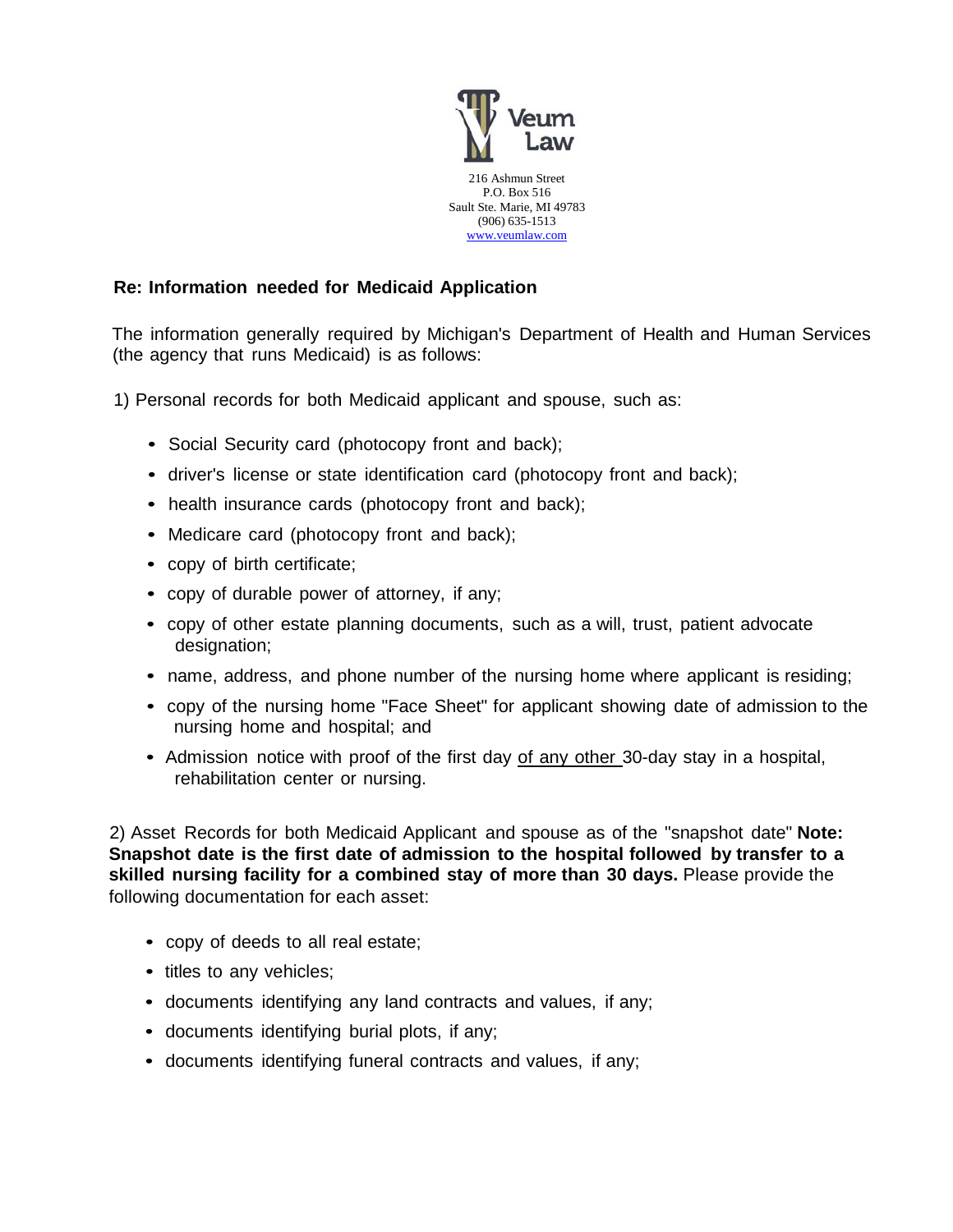Veum Law

216 Ashmun Street
P.O. Box 516
Sault Ste. Marie, MI 49783
(906) 635-1513
www.veumlaw.com

**Re: Information needed for Medicaid Application**

The information generally required by Michigan's Department of Health and Human Services (the agency that runs Medicaid) is as follows:

1) Personal records for both Medicaid applicant and spouse, such as:

- Social Security card (photocopy front and back);
- driver's license or state identification card (photocopy front and back);
- health insurance cards (photocopy front and back);
- Medicare card (photocopy front and back);
- copy of birth certificate;
- copy of durable power of attorney, if any;
- copy of other estate planning documents, such as a will, trust, patient advocate designation;
- name, address, and phone number of the nursing home where applicant is residing;
- copy of the nursing home "Face Sheet" for applicant showing date of admission to the nursing home and hospital; and
- Admission notice with proof of the first day <u>of any other</u> 30-day stay in a hospital, rehabilitation center or nursing.

2) Asset Records for both Medicaid Applicant and spouse as of the "snapshot date" **Note: Snapshot date is the first date of admission to the hospital followed by transfer to a skilled nursing facility for a combined stay of more than 30 days.** Please provide the following documentation for each asset:

- copy of deeds to all real estate;
- titles to any vehicles;
- documents identifying any land contracts and values, if any;
- documents identifying burial plots, if any;
- documents identifying funeral contracts and values, if any;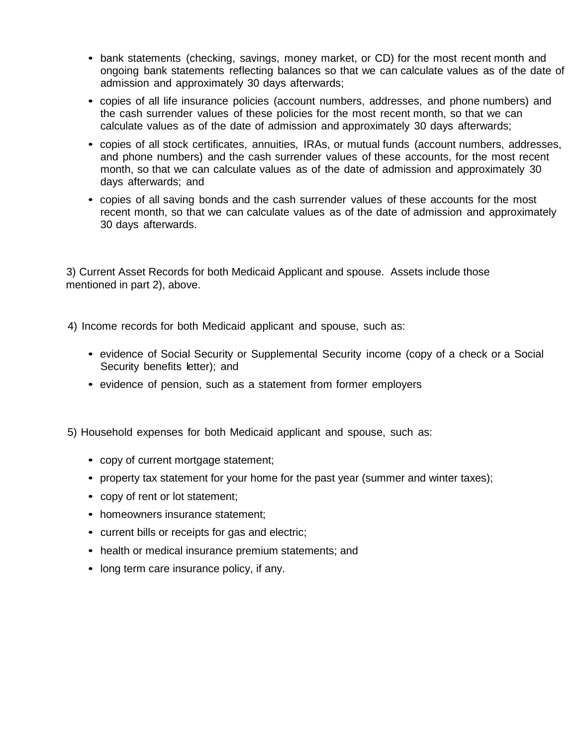- bank statements (checking, savings, money market, or CD) for the most recent month and ongoing bank statements reflecting balances so that we can calculate values as of the date of admission and approximately 30 days afterwards;
- copies of all life insurance policies (account numbers, addresses, and phone numbers) and the cash surrender values of these policies for the most recent month, so that we can calculate values as of the date of admission and approximately 30 days afterwards;
- copies of all stock certificates, annuities, IRAs, or mutual funds (account numbers, addresses, and phone numbers) and the cash surrender values of these accounts, for the most recent month, so that we can calculate values as of the date of admission and approximately 30 days afterwards; and
- copies of all saving bonds and the cash surrender values of these accounts for the most recent month, so that we can calculate values as of the date of admission and approximately 30 days afterwards.

3) Current Asset Records for both Medicaid Applicant and spouse. Assets include those mentioned in part 2), above.

4) Income records for both Medicaid applicant and spouse, such as:

- evidence of Social Security or Supplemental Security income (copy of a check or a Social Security benefits letter); and
- evidence of pension, such as a statement from former employers

5) Household expenses for both Medicaid applicant and spouse, such as:

- copy of current mortgage statement;
- property tax statement for your home for the past year (summer and winter taxes);
- copy of rent or lot statement;
- homeowners insurance statement;
- current bills or receipts for gas and electric;
- health or medical insurance premium statements; and
- long term care insurance policy, if any.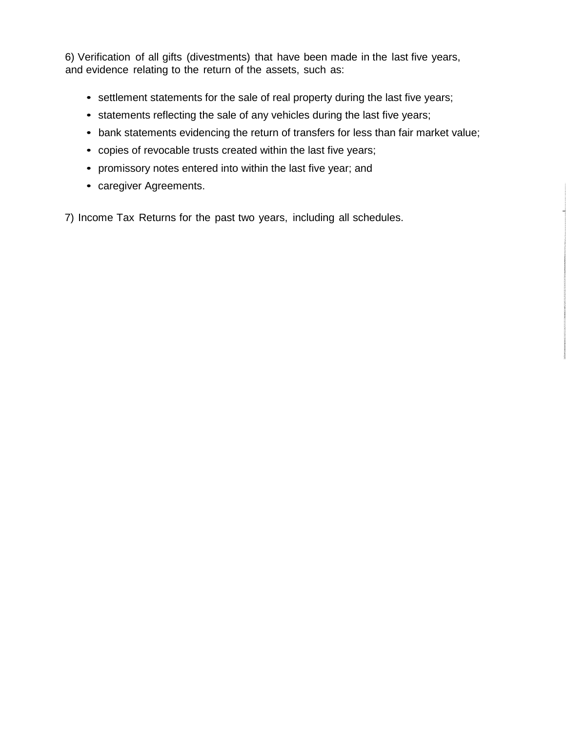6) Verification of all gifts (divestments) that have been made in the last five years, and evidence relating to the return of the assets, such as:

- settlement statements for the sale of real property during the last five years;
- statements reflecting the sale of any vehicles during the last five years;
- bank statements evidencing the return of transfers for less than fair market value;
- copies of revocable trusts created within the last five years;
- promissory notes entered into within the last five year; and
- caregiver Agreements.

7) Income Tax Returns for the past two years, including all schedules.